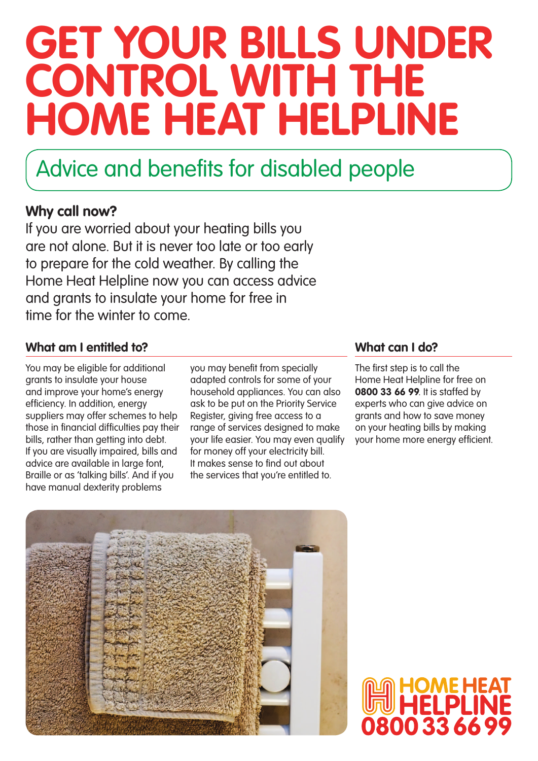# GET YOUR BILLS UNDER CONTROL WITH THE HOME HEAT HELPLINE

## Advice and benefits for disabled people

### Why call now?

If you are worried about your heating bills you are not alone. But it is never too late or too early to prepare for the cold weather. By calling the Home Heat Helpline now you can access advice and grants to insulate your home for free in time for the winter to come.

### What am I entitled to?

You may be eligible for additional grants to insulate your house and improve your home's energy efficiency. In addition, energy suppliers may offer schemes to help those in financial difficulties pay their bills, rather than getting into debt. If you are visually impaired, bills and advice are available in large font, Braille or as 'talking bills'. And if you have manual dexterity problems you may benefit from specially adapted controls for some of your household appliances. You can also ask to be put on the Priority Service Register, giving free access to a range of services designed to make your life easier. You may even qualify for money off your electricity bill. It makes sense to find out about the services that you're entitled to.

### What can I do?

The first step is to call the Home Heat Helpline for free on **0800 33 66 99**. It is staffed by experts who can give advice on grants and how to save money on your heating bills by making your home more energy efficient.

HOME HEAT HELPLINE 0800 33 66 99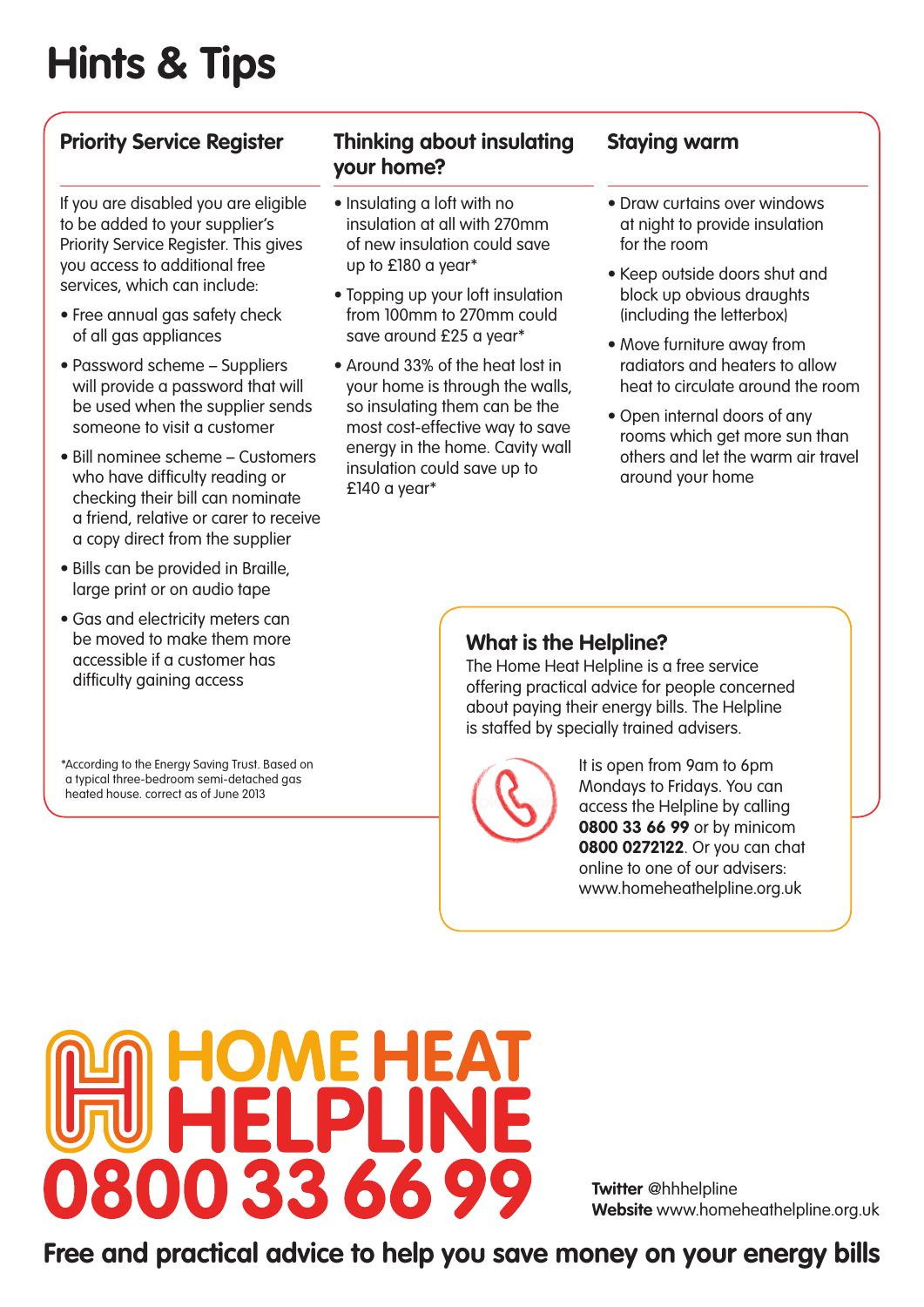# Hints & Tips

## Priority Service Register

If you are disabled you are eligible to be added to your supplier's Priority Service Register. This gives you access to additional free services, which can include:

- Free annual gas safety check of all gas appliances
- Password scheme – Suppliers will provide a password that will be used when the supplier sends someone to visit a customer
- Bill nominee scheme – Customers who have difficulty reading or checking their bill can nominate a friend, relative or carer to receive a copy direct from the supplier
- Bills can be provided in Braille, large print or on audio tape
- Gas and electricity meters can be moved to make them more accessible if a customer has difficulty gaining access

## Thinking about insulating your home?

- Insulating a loft with no insulation at all with 270mm of new insulation could save up to £180 a year*
- Topping up your loft insulation from 100mm to 270mm could save around £25 a year*
- Around 33% of the heat lost in your home is through the walls, so insulating them can be the most cost-effective way to save energy in the home. Cavity wall insulation could save up to £140 a year*

## Staying warm

- Draw curtains over windows at night to provide insulation for the room
- Keep outside doors shut and block up obvious draughts (including the letterbox)
- Move furniture away from radiators and heaters to allow heat to circulate around the room
- Open internal doors of any rooms which get more sun than others and let the warm air travel around your home

*According to the Energy Saving Trust. Based on a typical three-bedroom semi-detached gas heated house. correct as of June 2013

## What is the Helpline?

The Home Heat Helpline is a free service offering practical advice for people concerned about paying their energy bills. The Helpline is staffed by specially trained advisers.

It is open from 9am to 6pm Mondays to Fridays. You can access the Helpline by calling **0800 33 66 99** or by minicom **0800 0272122**. Or you can chat online to one of our advisers: www.homeheathelpline.org.uk

# HOME HEAT HELPLINE 0800 33 66 99

**Twitter** @hhhelpline
**Website** www.homeheathelpline.org.uk

**Free and practical advice to help you save money on your energy bills**